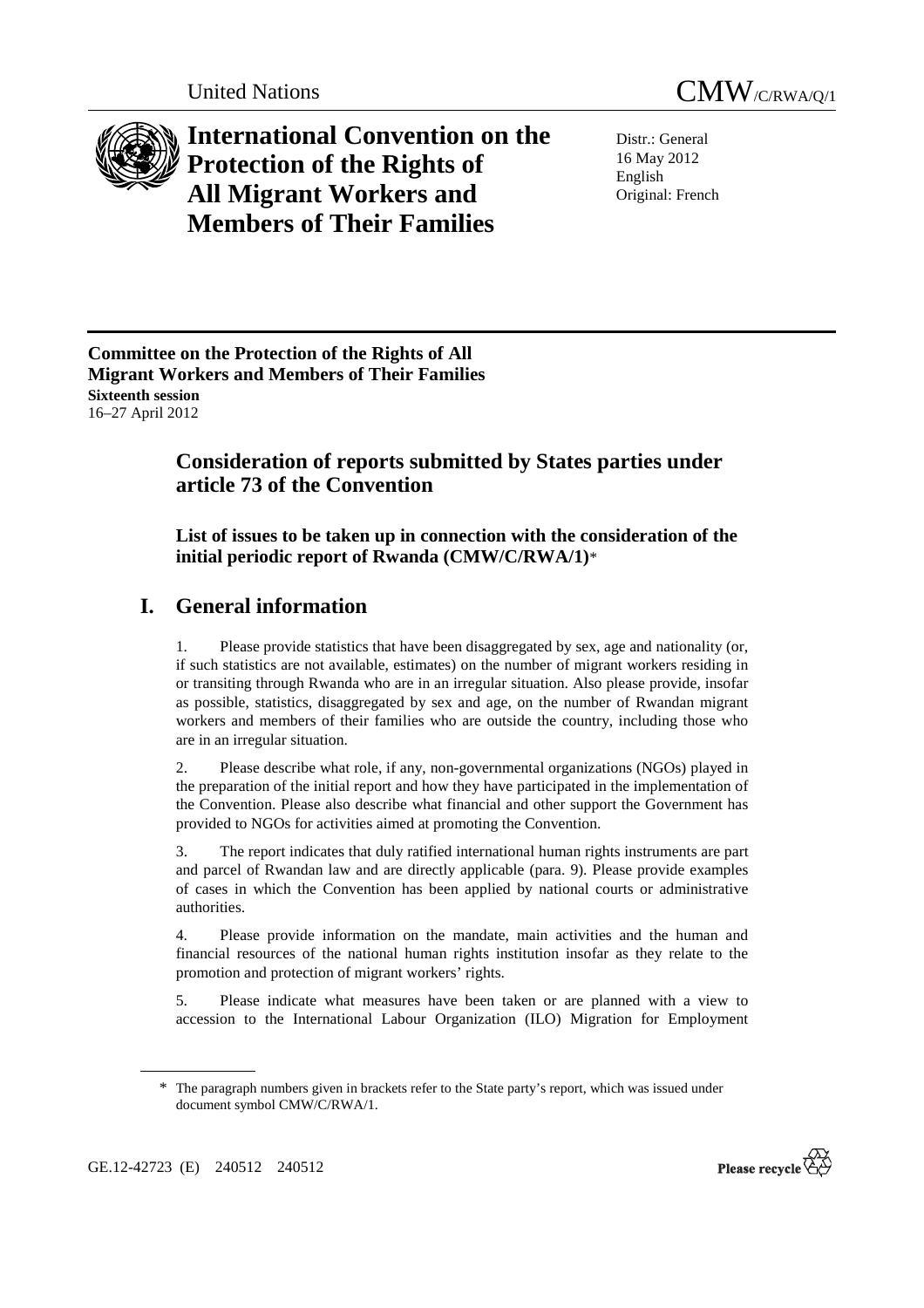United Nations

CMW/C/RWA/Q/1

# International Convention on the Protection of the Rights of All Migrant Workers and Members of Their Families

Distr.: General
16 May 2012
English
Original: French

**Committee on the Protection of the Rights of All Migrant Workers and Members of Their Families**
**Sixteenth session**
16–27 April 2012

## Consideration of reports submitted by States parties under article 73 of the Convention

### List of issues to be taken up in connection with the consideration of the initial periodic report of Rwanda (CMW/C/RWA/1)*

## I. General information

1. Please provide statistics that have been disaggregated by sex, age and nationality (or, if such statistics are not available, estimates) on the number of migrant workers residing in or transiting through Rwanda who are in an irregular situation. Also please provide, insofar as possible, statistics, disaggregated by sex and age, on the number of Rwandan migrant workers and members of their families who are outside the country, including those who are in an irregular situation.

2. Please describe what role, if any, non-governmental organizations (NGOs) played in the preparation of the initial report and how they have participated in the implementation of the Convention. Please also describe what financial and other support the Government has provided to NGOs for activities aimed at promoting the Convention.

3. The report indicates that duly ratified international human rights instruments are part and parcel of Rwandan law and are directly applicable (para. 9). Please provide examples of cases in which the Convention has been applied by national courts or administrative authorities.

4. Please provide information on the mandate, main activities and the human and financial resources of the national human rights institution insofar as they relate to the promotion and protection of migrant workers' rights.

5. Please indicate what measures have been taken or are planned with a view to accession to the International Labour Organization (ILO) Migration for Employment

---

\* The paragraph numbers given in brackets refer to the State party's report, which was issued under document symbol CMW/C/RWA/1.

GE.12-42723 (E) 240512 240512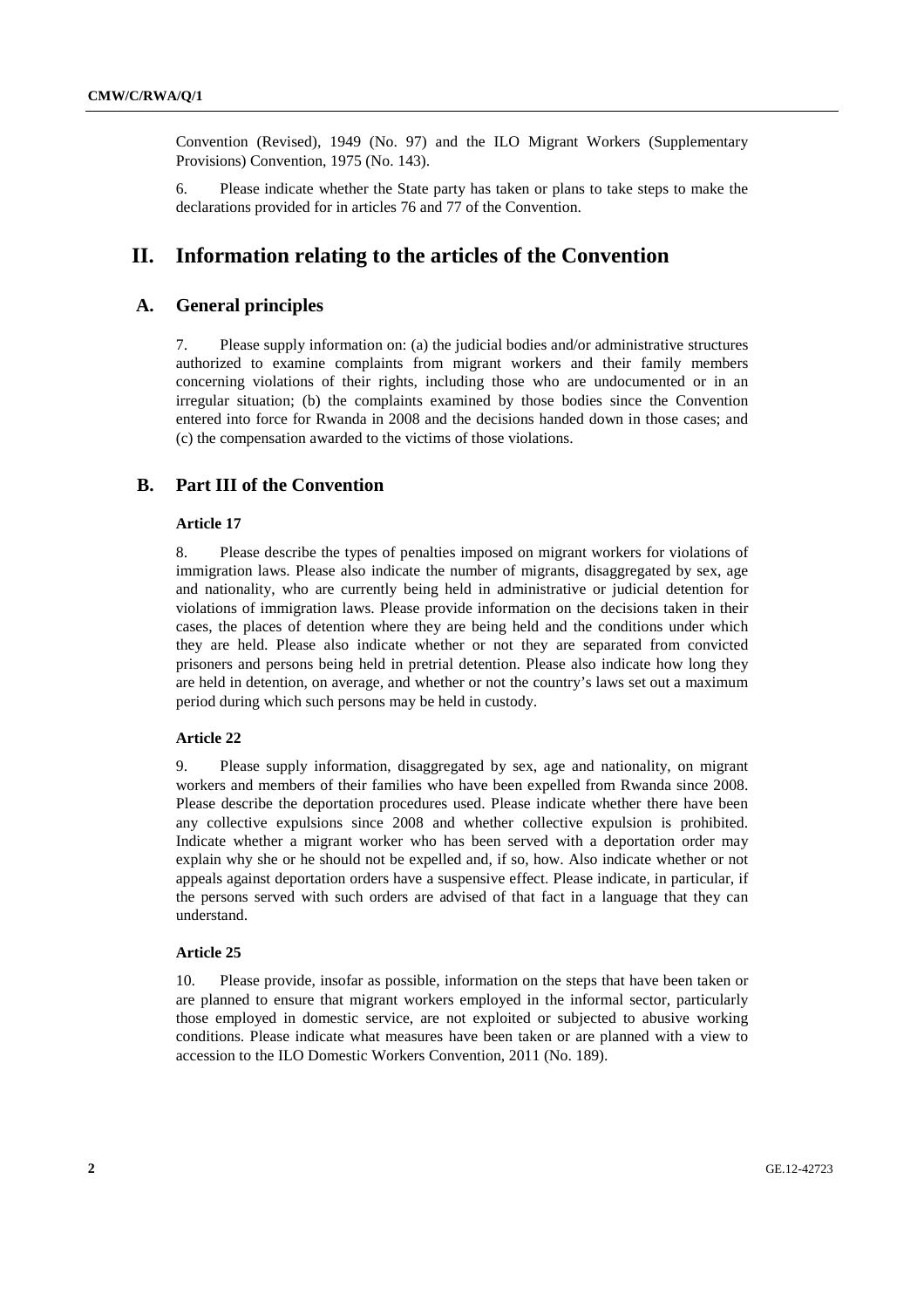Convention (Revised), 1949 (No. 97) and the ILO Migrant Workers (Supplementary Provisions) Convention, 1975 (No. 143).

6. Please indicate whether the State party has taken or plans to take steps to make the declarations provided for in articles 76 and 77 of the Convention.

# II. Information relating to the articles of the Convention

## A. General principles

7. Please supply information on: (a) the judicial bodies and/or administrative structures authorized to examine complaints from migrant workers and their family members concerning violations of their rights, including those who are undocumented or in an irregular situation; (b) the complaints examined by those bodies since the Convention entered into force for Rwanda in 2008 and the decisions handed down in those cases; and (c) the compensation awarded to the victims of those violations.

## B. Part III of the Convention

### Article 17

8. Please describe the types of penalties imposed on migrant workers for violations of immigration laws. Please also indicate the number of migrants, disaggregated by sex, age and nationality, who are currently being held in administrative or judicial detention for violations of immigration laws. Please provide information on the decisions taken in their cases, the places of detention where they are being held and the conditions under which they are held. Please also indicate whether or not they are separated from convicted prisoners and persons being held in pretrial detention. Please also indicate how long they are held in detention, on average, and whether or not the country's laws set out a maximum period during which such persons may be held in custody.

### Article 22

9. Please supply information, disaggregated by sex, age and nationality, on migrant workers and members of their families who have been expelled from Rwanda since 2008. Please describe the deportation procedures used. Please indicate whether there have been any collective expulsions since 2008 and whether collective expulsion is prohibited. Indicate whether a migrant worker who has been served with a deportation order may explain why she or he should not be expelled and, if so, how. Also indicate whether or not appeals against deportation orders have a suspensive effect. Please indicate, in particular, if the persons served with such orders are advised of that fact in a language that they can understand.

### Article 25

10. Please provide, insofar as possible, information on the steps that have been taken or are planned to ensure that migrant workers employed in the informal sector, particularly those employed in domestic service, are not exploited or subjected to abusive working conditions. Please indicate what measures have been taken or are planned with a view to accession to the ILO Domestic Workers Convention, 2011 (No. 189).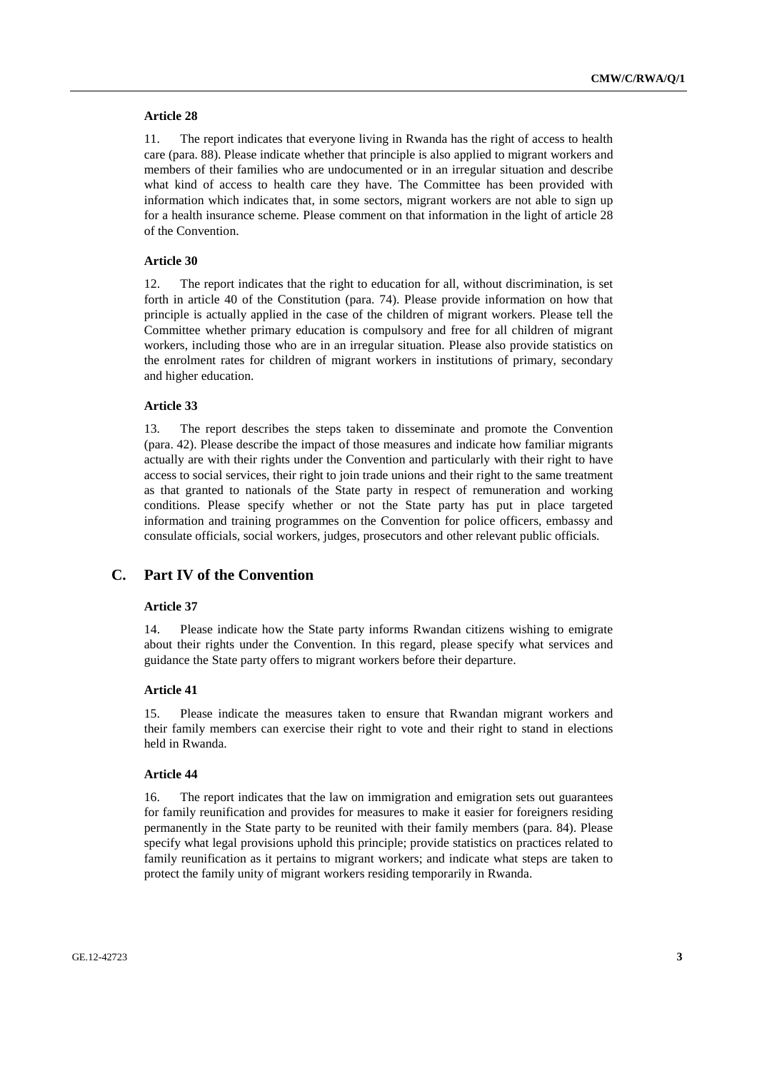#### Article 28

11. The report indicates that everyone living in Rwanda has the right of access to health care (para. 88). Please indicate whether that principle is also applied to migrant workers and members of their families who are undocumented or in an irregular situation and describe what kind of access to health care they have. The Committee has been provided with information which indicates that, in some sectors, migrant workers are not able to sign up for a health insurance scheme. Please comment on that information in the light of article 28 of the Convention.

#### Article 30

12. The report indicates that the right to education for all, without discrimination, is set forth in article 40 of the Constitution (para. 74). Please provide information on how that principle is actually applied in the case of the children of migrant workers. Please tell the Committee whether primary education is compulsory and free for all children of migrant workers, including those who are in an irregular situation. Please also provide statistics on the enrolment rates for children of migrant workers in institutions of primary, secondary and higher education.

#### Article 33

13. The report describes the steps taken to disseminate and promote the Convention (para. 42). Please describe the impact of those measures and indicate how familiar migrants actually are with their rights under the Convention and particularly with their right to have access to social services, their right to join trade unions and their right to the same treatment as that granted to nationals of the State party in respect of remuneration and working conditions. Please specify whether or not the State party has put in place targeted information and training programmes on the Convention for police officers, embassy and consulate officials, social workers, judges, prosecutors and other relevant public officials.

## C. Part IV of the Convention

#### Article 37

14. Please indicate how the State party informs Rwandan citizens wishing to emigrate about their rights under the Convention. In this regard, please specify what services and guidance the State party offers to migrant workers before their departure.

#### Article 41

15. Please indicate the measures taken to ensure that Rwandan migrant workers and their family members can exercise their right to vote and their right to stand in elections held in Rwanda.

#### Article 44

16. The report indicates that the law on immigration and emigration sets out guarantees for family reunification and provides for measures to make it easier for foreigners residing permanently in the State party to be reunited with their family members (para. 84). Please specify what legal provisions uphold this principle; provide statistics on practices related to family reunification as it pertains to migrant workers; and indicate what steps are taken to protect the family unity of migrant workers residing temporarily in Rwanda.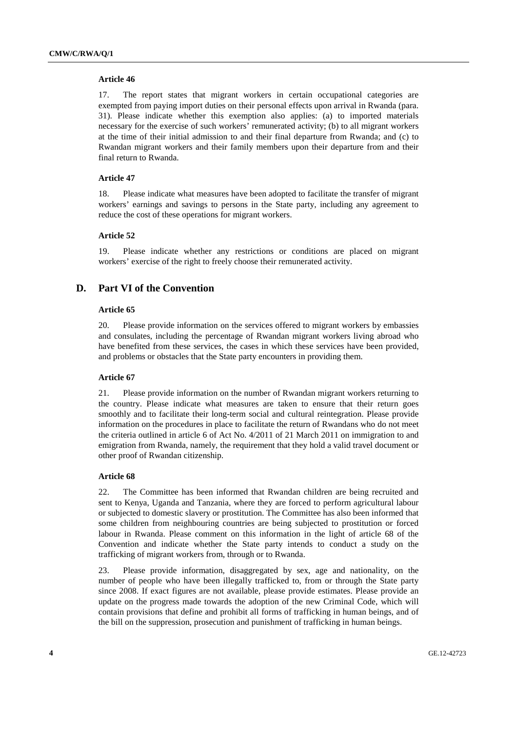#### Article 46

17. The report states that migrant workers in certain occupational categories are exempted from paying import duties on their personal effects upon arrival in Rwanda (para. 31). Please indicate whether this exemption also applies: (a) to imported materials necessary for the exercise of such workers' remunerated activity; (b) to all migrant workers at the time of their initial admission to and their final departure from Rwanda; and (c) to Rwandan migrant workers and their family members upon their departure from and their final return to Rwanda.

#### Article 47

18. Please indicate what measures have been adopted to facilitate the transfer of migrant workers' earnings and savings to persons in the State party, including any agreement to reduce the cost of these operations for migrant workers.

#### Article 52

19. Please indicate whether any restrictions or conditions are placed on migrant workers' exercise of the right to freely choose their remunerated activity.

## D. Part VI of the Convention

#### Article 65

20. Please provide information on the services offered to migrant workers by embassies and consulates, including the percentage of Rwandan migrant workers living abroad who have benefited from these services, the cases in which these services have been provided, and problems or obstacles that the State party encounters in providing them.

#### Article 67

21. Please provide information on the number of Rwandan migrant workers returning to the country. Please indicate what measures are taken to ensure that their return goes smoothly and to facilitate their long-term social and cultural reintegration. Please provide information on the procedures in place to facilitate the return of Rwandans who do not meet the criteria outlined in article 6 of Act No. 4/2011 of 21 March 2011 on immigration to and emigration from Rwanda, namely, the requirement that they hold a valid travel document or other proof of Rwandan citizenship.

#### Article 68

22. The Committee has been informed that Rwandan children are being recruited and sent to Kenya, Uganda and Tanzania, where they are forced to perform agricultural labour or subjected to domestic slavery or prostitution. The Committee has also been informed that some children from neighbouring countries are being subjected to prostitution or forced labour in Rwanda. Please comment on this information in the light of article 68 of the Convention and indicate whether the State party intends to conduct a study on the trafficking of migrant workers from, through or to Rwanda.

23. Please provide information, disaggregated by sex, age and nationality, on the number of people who have been illegally trafficked to, from or through the State party since 2008. If exact figures are not available, please provide estimates. Please provide an update on the progress made towards the adoption of the new Criminal Code, which will contain provisions that define and prohibit all forms of trafficking in human beings, and of the bill on the suppression, prosecution and punishment of trafficking in human beings.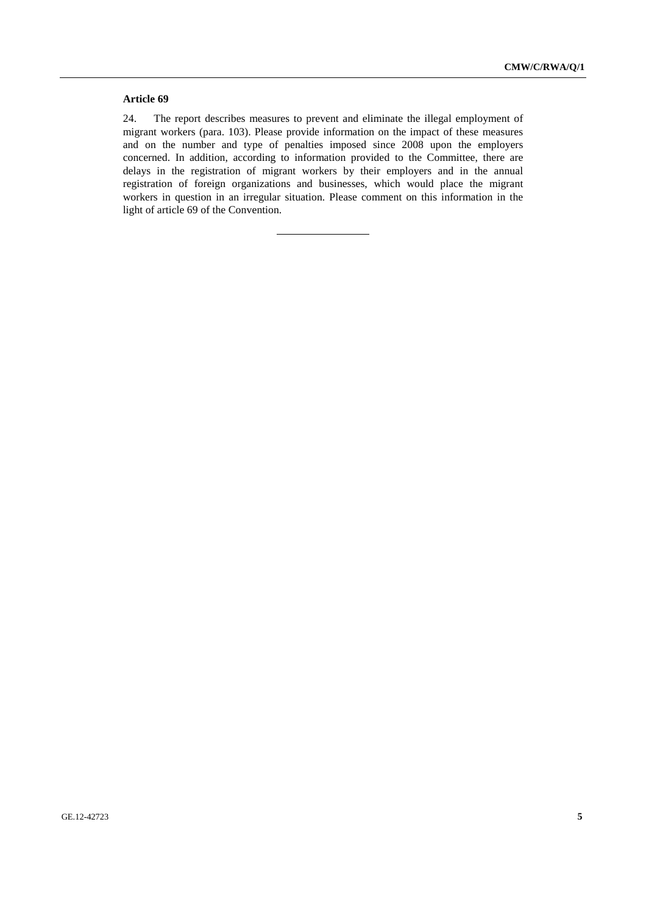**Article 69**

24. The report describes measures to prevent and eliminate the illegal employment of migrant workers (para. 103). Please provide information on the impact of these measures and on the number and type of penalties imposed since 2008 upon the employers concerned. In addition, according to information provided to the Committee, there are delays in the registration of migrant workers by their employers and in the annual registration of foreign organizations and businesses, which would place the migrant workers in question in an irregular situation. Please comment on this information in the light of article 69 of the Convention.